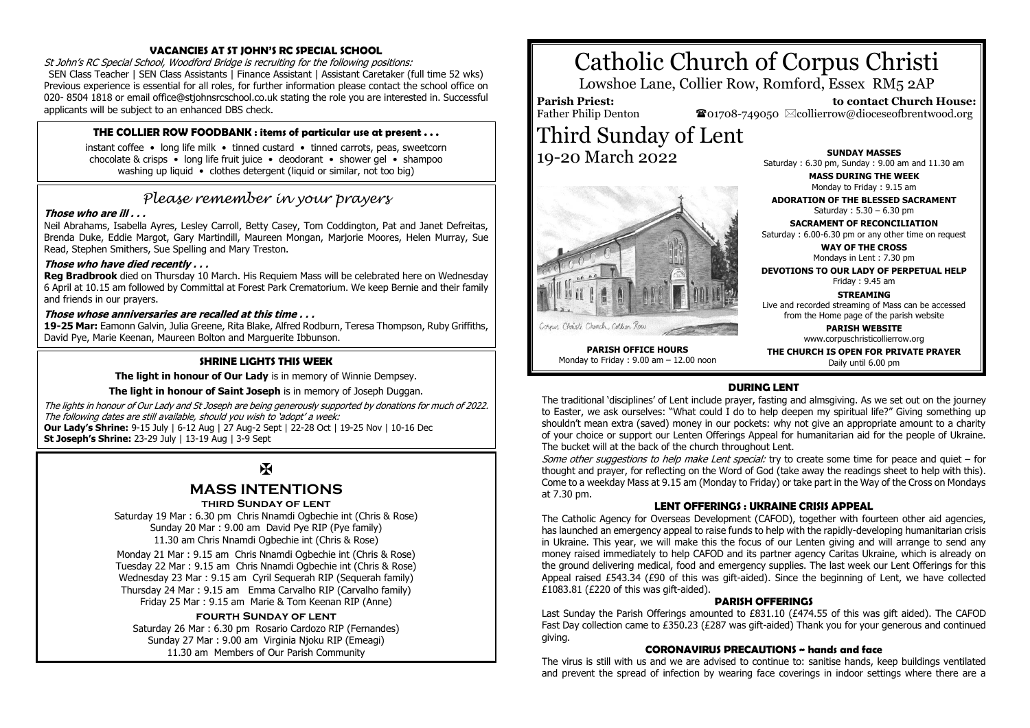# Catholic Church of Corpus Christi

Lowshoe Lane, Collier Row, Romford, Essex RM5 2AP

**Parish Priest:** Father Philip Denton

**to contact Church House:** ☎01708-749050 ✉collierrow@dioceseofbrentwood.org

# Third Sunday of Lent

19-20 March 2022

Corpus Christi Church, Collier Row

**PARISH OFFICE HOURS**
Monday to Friday : 9.00 am – 12.00 noon

**SUNDAY MASSES**
Saturday : 6.30 pm, Sunday : 9.00 am and 11.30 am

**MASS DURING THE WEEK**
Monday to Friday : 9.15 am

**ADORATION OF THE BLESSED SACRAMENT**
Saturday : 5.30 – 6.30 pm

**SACRAMENT OF RECONCILIATION**
Saturday : 6.00-6.30 pm or any other time on request

**WAY OF THE CROSS**
Mondays in Lent : 7.30 pm

**DEVOTIONS TO OUR LADY OF PERPETUAL HELP**
Friday : 9.45 am

**STREAMING**
Live and recorded streaming of Mass can be accessed from the Home page of the parish website

**PARISH WEBSITE**
www.corpuschristicollierrow.org

**THE CHURCH IS OPEN FOR PRIVATE PRAYER**
Daily until 6.00 pm

## VACANCIES AT ST JOHN'S RC SPECIAL SCHOOL

*St John's RC Special School, Woodford Bridge is recruiting for the following positions:*

SEN Class Teacher | SEN Class Assistants | Finance Assistant | Assistant Caretaker (full time 52 wks) Previous experience is essential for all roles, for further information please contact the school office on 020- 8504 1818 or email office@stjohnsrcschool.co.uk stating the role you are interested in. Successful applicants will be subject to an enhanced DBS check.

## THE COLLIER ROW FOODBANK : items of particular use at present . . .

instant coffee • long life milk • tinned custard • tinned carrots, peas, sweetcorn chocolate & crisps • long life fruit juice • deodorant • shower gel • shampoo washing up liquid • clothes detergent (liquid or similar, not too big)

## *Please remember in your prayers*

***Those who are ill . . .***

Neil Abrahams, Isabella Ayres, Lesley Carroll, Betty Casey, Tom Coddington, Pat and Janet Defreitas, Brenda Duke, Eddie Margot, Gary Martindill, Maureen Mongan, Marjorie Moores, Helen Murray, Sue Read, Stephen Smithers, Sue Spelling and Mary Treston.

***Those who have died recently . . .***

**Reg Bradbrook** died on Thursday 10 March. His Requiem Mass will be celebrated here on Wednesday 6 April at 10.15 am followed by Committal at Forest Park Crematorium. We keep Bernie and their family and friends in our prayers.

***Those whose anniversaries are recalled at this time . . .***

**19-25 Mar:** Eamonn Galvin, Julia Greene, Rita Blake, Alfred Rodburn, Teresa Thompson, Ruby Griffiths, David Pye, Marie Keenan, Maureen Bolton and Marguerite Ibbunson.

## SHRINE LIGHTS THIS WEEK

**The light in honour of Our Lady** is in memory of Winnie Dempsey.

**The light in honour of Saint Joseph** is in memory of Joseph Duggan.

*The lights in honour of Our Lady and St Joseph are being generously supported by donations for much of 2022. The following dates are still available, should you wish to 'adopt' a week:*

**Our Lady's Shrine:** 9-15 July | 6-12 Aug | 27 Aug-2 Sept | 22-28 Oct | 19-25 Nov | 10-16 Dec
**St Joseph's Shrine:** 23-29 July | 13-19 Aug | 3-9 Sept

✠

## MASS INTENTIONS

**THIRD SUNDAY OF LENT**

Saturday 19 Mar : 6.30 pm Chris Nnamdi Ogbechie int (Chris & Rose)
Sunday 20 Mar : 9.00 am David Pye RIP (Pye family)
11.30 am Chris Nnamdi Ogbechie int (Chris & Rose)

Monday 21 Mar : 9.15 am Chris Nnamdi Ogbechie int (Chris & Rose)
Tuesday 22 Mar : 9.15 am Chris Nnamdi Ogbechie int (Chris & Rose)
Wednesday 23 Mar : 9.15 am Cyril Sequerah RIP (Sequerah family)
Thursday 24 Mar : 9.15 am Emma Carvalho RIP (Carvalho family)
Friday 25 Mar : 9.15 am Marie & Tom Keenan RIP (Anne)

**FOURTH SUNDAY OF LENT**

Saturday 26 Mar : 6.30 pm Rosario Cardozo RIP (Fernandes)
Sunday 27 Mar : 9.00 am Virginia Njoku RIP (Emeagi)
11.30 am Members of Our Parish Community

## DURING LENT

The traditional 'disciplines' of Lent include prayer, fasting and almsgiving. As we set out on the journey to Easter, we ask ourselves: "What could I do to help deepen my spiritual life?" Giving something up shouldn't mean extra (saved) money in our pockets: why not give an appropriate amount to a charity of your choice or support our Lenten Offerings Appeal for humanitarian aid for the people of Ukraine. The bucket will at the back of the church throughout Lent.

*Some other suggestions to help make Lent special:* try to create some time for peace and quiet – for thought and prayer, for reflecting on the Word of God (take away the readings sheet to help with this). Come to a weekday Mass at 9.15 am (Monday to Friday) or take part in the Way of the Cross on Mondays at 7.30 pm.

## LENT OFFERINGS : UKRAINE CRISIS APPEAL

The Catholic Agency for Overseas Development (CAFOD), together with fourteen other aid agencies, has launched an emergency appeal to raise funds to help with the rapidly-developing humanitarian crisis in Ukraine. This year, we will make this the focus of our Lenten giving and will arrange to send any money raised immediately to help CAFOD and its partner agency Caritas Ukraine, which is already on the ground delivering medical, food and emergency supplies. The last week our Lent Offerings for this Appeal raised £543.34 (£90 of this was gift-aided). Since the beginning of Lent, we have collected £1083.81 (£220 of this was gift-aided).

## PARISH OFFERINGS

Last Sunday the Parish Offerings amounted to £831.10 (£474.55 of this was gift aided). The CAFOD Fast Day collection came to £350.23 (£287 was gift-aided) Thank you for your generous and continued giving.

## CORONAVIRUS PRECAUTIONS ~ hands and face

The virus is still with us and we are advised to continue to: sanitise hands, keep buildings ventilated and prevent the spread of infection by wearing face coverings in indoor settings where there are a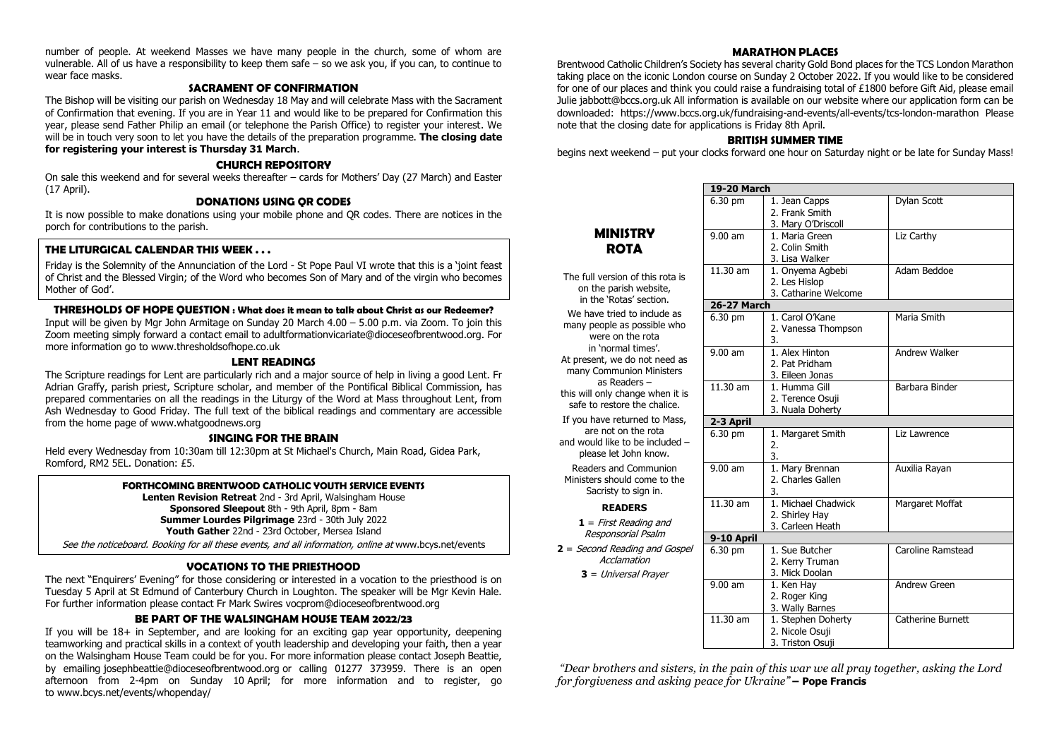number of people. At weekend Masses we have many people in the church, some of whom are vulnerable. All of us have a responsibility to keep them safe – so we ask you, if you can, to continue to wear face masks.

### SACRAMENT OF CONFIRMATION

The Bishop will be visiting our parish on Wednesday 18 May and will celebrate Mass with the Sacrament of Confirmation that evening. If you are in Year 11 and would like to be prepared for Confirmation this year, please send Father Philip an email (or telephone the Parish Office) to register your interest. We will be in touch very soon to let you have the details of the preparation programme. **The closing date for registering your interest is Thursday 31 March**.

### CHURCH REPOSITORY

On sale this weekend and for several weeks thereafter – cards for Mothers' Day (27 March) and Easter (17 April).

### DONATIONS USING QR CODES

It is now possible to make donations using your mobile phone and QR codes. There are notices in the porch for contributions to the parish.

### THE LITURGICAL CALENDAR THIS WEEK . . .

Friday is the Solemnity of the Annunciation of the Lord - St Pope Paul VI wrote that this is a 'joint feast of Christ and the Blessed Virgin; of the Word who becomes Son of Mary and of the virgin who becomes Mother of God'.

### THRESHOLDS OF HOPE QUESTION : What does it mean to talk about Christ as our Redeemer?

Input will be given by Mgr John Armitage on Sunday 20 March 4.00 – 5.00 p.m. via Zoom. To join this Zoom meeting simply forward a contact email to adultformationvicariate@dioceseofbrentwood.org. For more information go to www.thresholdsofhope.co.uk

### LENT READINGS

The Scripture readings for Lent are particularly rich and a major source of help in living a good Lent. Fr Adrian Graffy, parish priest, Scripture scholar, and member of the Pontifical Biblical Commission, has prepared commentaries on all the readings in the Liturgy of the Word at Mass throughout Lent, from Ash Wednesday to Good Friday. The full text of the biblical readings and commentary are accessible from the home page of www.whatgoodnews.org

### SINGING FOR THE BRAIN

Held every Wednesday from 10:30am till 12:30pm at St Michael's Church, Main Road, Gidea Park, Romford, RM2 5EL. Donation: £5.

### FORTHCOMING BRENTWOOD CATHOLIC YOUTH SERVICE EVENTS

**Lenten Revision Retreat** 2nd - 3rd April, Walsingham House
**Sponsored Sleepout** 8th - 9th April, 8pm - 8am
**Summer Lourdes Pilgrimage** 23rd - 30th July 2022
**Youth Gather** 22nd - 23rd October, Mersea Island

*See the noticeboard. Booking for all these events, and all information, online at* www.bcys.net/events

### VOCATIONS TO THE PRIESTHOOD

The next "Enquirers' Evening" for those considering or interested in a vocation to the priesthood is on Tuesday 5 April at St Edmund of Canterbury Church in Loughton. The speaker will be Mgr Kevin Hale. For further information please contact Fr Mark Swires vocprom@dioceseofbrentwood.org

### BE PART OF THE WALSINGHAM HOUSE TEAM 2022/23

If you will be 18+ in September, and are looking for an exciting gap year opportunity, deepening teamworking and practical skills in a context of youth leadership and developing your faith, then a year on the Walsingham House Team could be for you. For more information please contact Joseph Beattie, by emailing josephbeattie@dioceseofbrentwood.org or calling 01277 373959. There is an open afternoon from 2-4pm on Sunday 10 April; for more information and to register, go to www.bcys.net/events/whopenday/

### MARATHON PLACES

Brentwood Catholic Children's Society has several charity Gold Bond places for the TCS London Marathon taking place on the iconic London course on Sunday 2 October 2022. If you would like to be considered for one of our places and think you could raise a fundraising total of £1800 before Gift Aid, please email Julie jabbott@bccs.org.uk All information is available on our website where our application form can be downloaded: https://www.bccs.org.uk/fundraising-and-events/all-events/tcs-london-marathon Please note that the closing date for applications is Friday 8th April.

### BRITISH SUMMER TIME

begins next weekend – put your clocks forward one hour on Saturday night or be late for Sunday Mass!

## MINISTRY ROTA

The full version of this rota is on the parish website, in the 'Rotas' section.

We have tried to include as many people as possible who were on the rota in 'normal times'. At present, we do not need as many Communion Ministers as Readers – this will only change when it is safe to restore the chalice.

If you have returned to Mass, are not on the rota and would like to be included – please let John know.

Readers and Communion Ministers should come to the Sacristy to sign in.

**READERS**

**1** = *First Reading and Responsorial Psalm*

**2** = *Second Reading and Gospel Acclamation*

**3** = *Universal Prayer*

| | | |
|---|---|---|
| **19-20 March** | | |
| 6.30 pm | 1. Jean Capps<br>2. Frank Smith<br>3. Mary O'Driscoll | Dylan Scott |
| 9.00 am | 1. Maria Green<br>2. Colin Smith<br>3. Lisa Walker | Liz Carthy |
| 11.30 am | 1. Onyema Agbebi<br>2. Les Hislop<br>3. Catharine Welcome | Adam Beddoe |
| **26-27 March** | | |
| 6.30 pm | 1. Carol O'Kane<br>2. Vanessa Thompson<br>3. | Maria Smith |
| 9.00 am | 1. Alex Hinton<br>2. Pat Pridham<br>3. Eileen Jonas | Andrew Walker |
| 11.30 am | 1. Humma Gill<br>2. Terence Osuji<br>3. Nuala Doherty | Barbara Binder |
| **2-3 April** | | |
| 6.30 pm | 1. Margaret Smith<br>2.<br>3. | Liz Lawrence |
| 9.00 am | 1. Mary Brennan<br>2. Charles Gallen<br>3. | Auxilia Rayan |
| 11.30 am | 1. Michael Chadwick<br>2. Shirley Hay<br>3. Carleen Heath | Margaret Moffat |
| **9-10 April** | | |
| 6.30 pm | 1. Sue Butcher<br>2. Kerry Truman<br>3. Mick Doolan | Caroline Ramstead |
| 9.00 am | 1. Ken Hay<br>2. Roger King<br>3. Wally Barnes | Andrew Green |
| 11.30 am | 1. Stephen Doherty<br>2. Nicole Osuji<br>3. Triston Osuji | Catherine Burnett |

*"Dear brothers and sisters, in the pain of this war we all pray together, asking the Lord for forgiveness and asking peace for Ukraine"* **– Pope Francis**